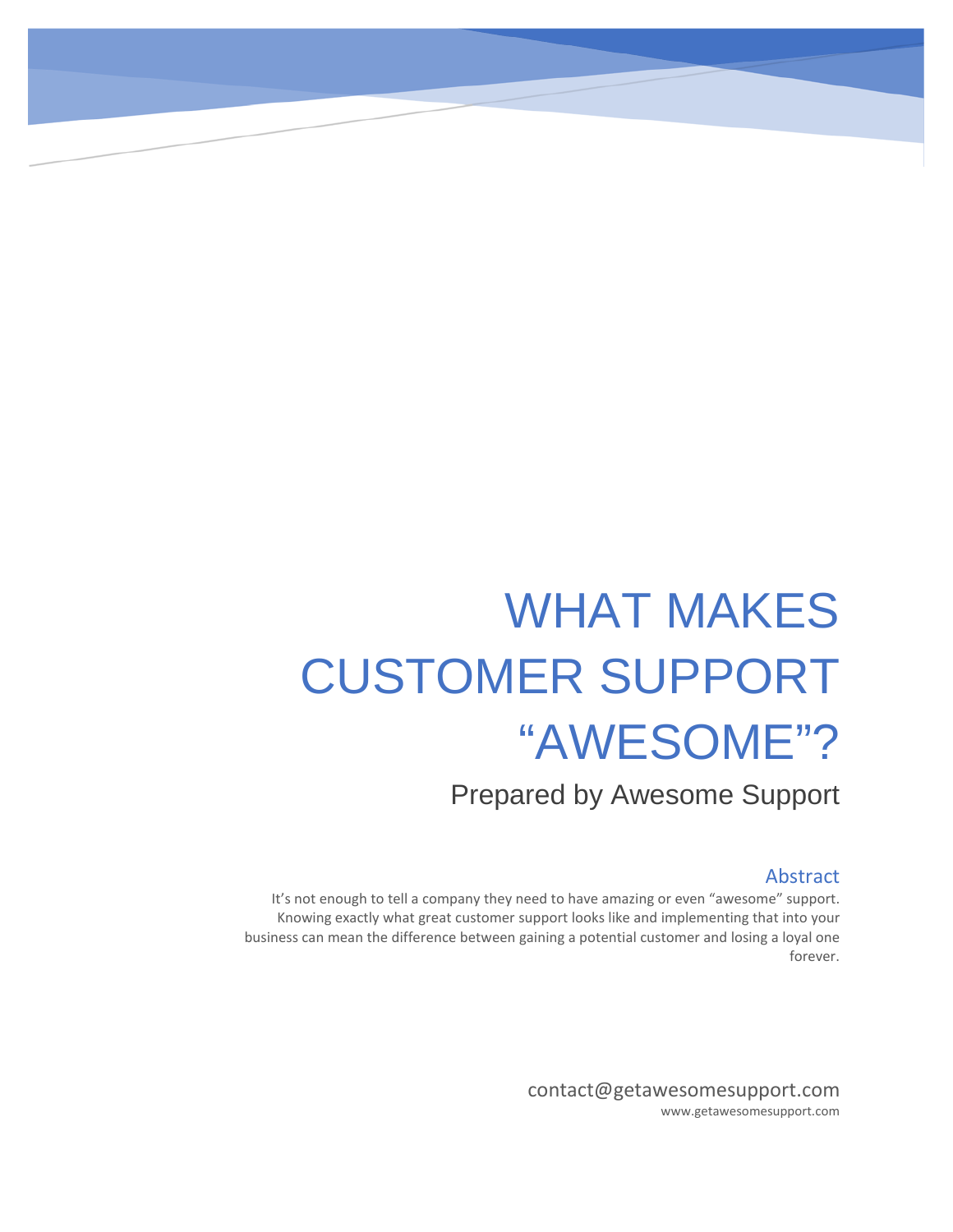# WHAT MAKES CUSTOMER SUPPORT "AWESOME"?

Prepared by Awesome Support

## Abstract

It's not enough to tell a company they need to have amazing or even "awesome" support. Knowing exactly what great customer support looks like and implementing that into your business can mean the difference between gaining a potential customer and losing a loyal one forever.

contact@getawesomesupport.com

www.getawesomesupport.com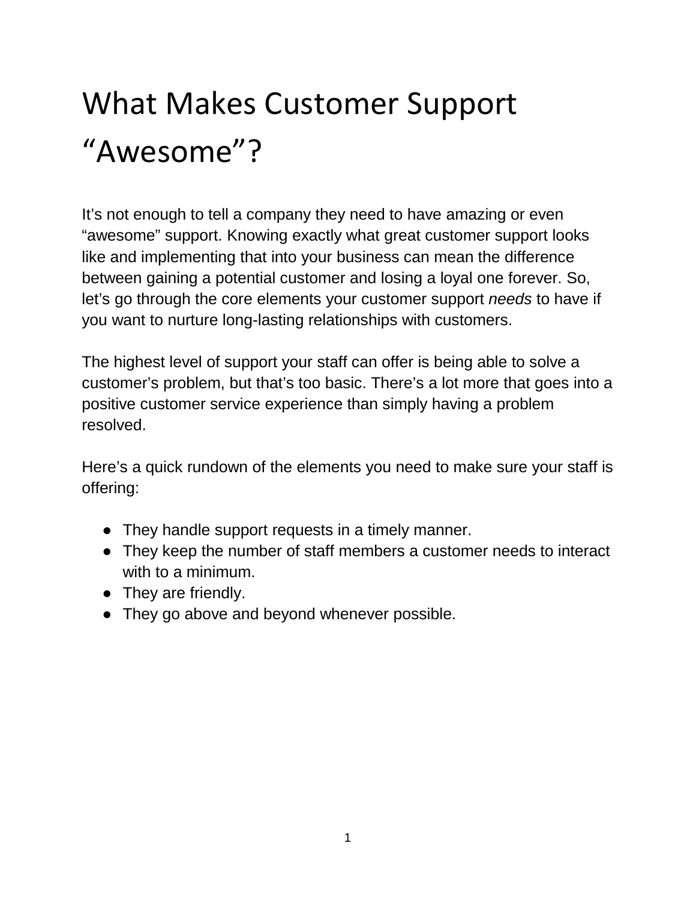# What Makes Customer Support "Awesome"?

It's not enough to tell a company they need to have amazing or even "awesome" support. Knowing exactly what great customer support looks like and implementing that into your business can mean the difference between gaining a potential customer and losing a loyal one forever. So, let's go through the core elements your customer support *needs* to have if you want to nurture long-lasting relationships with customers.

The highest level of support your staff can offer is being able to solve a customer's problem, but that's too basic. There's a lot more that goes into a positive customer service experience than simply having a problem resolved.

Here's a quick rundown of the elements you need to make sure your staff is offering:

- They handle support requests in a timely manner.
- They keep the number of staff members a customer needs to interact with to a minimum.
- They are friendly.
- They go above and beyond whenever possible.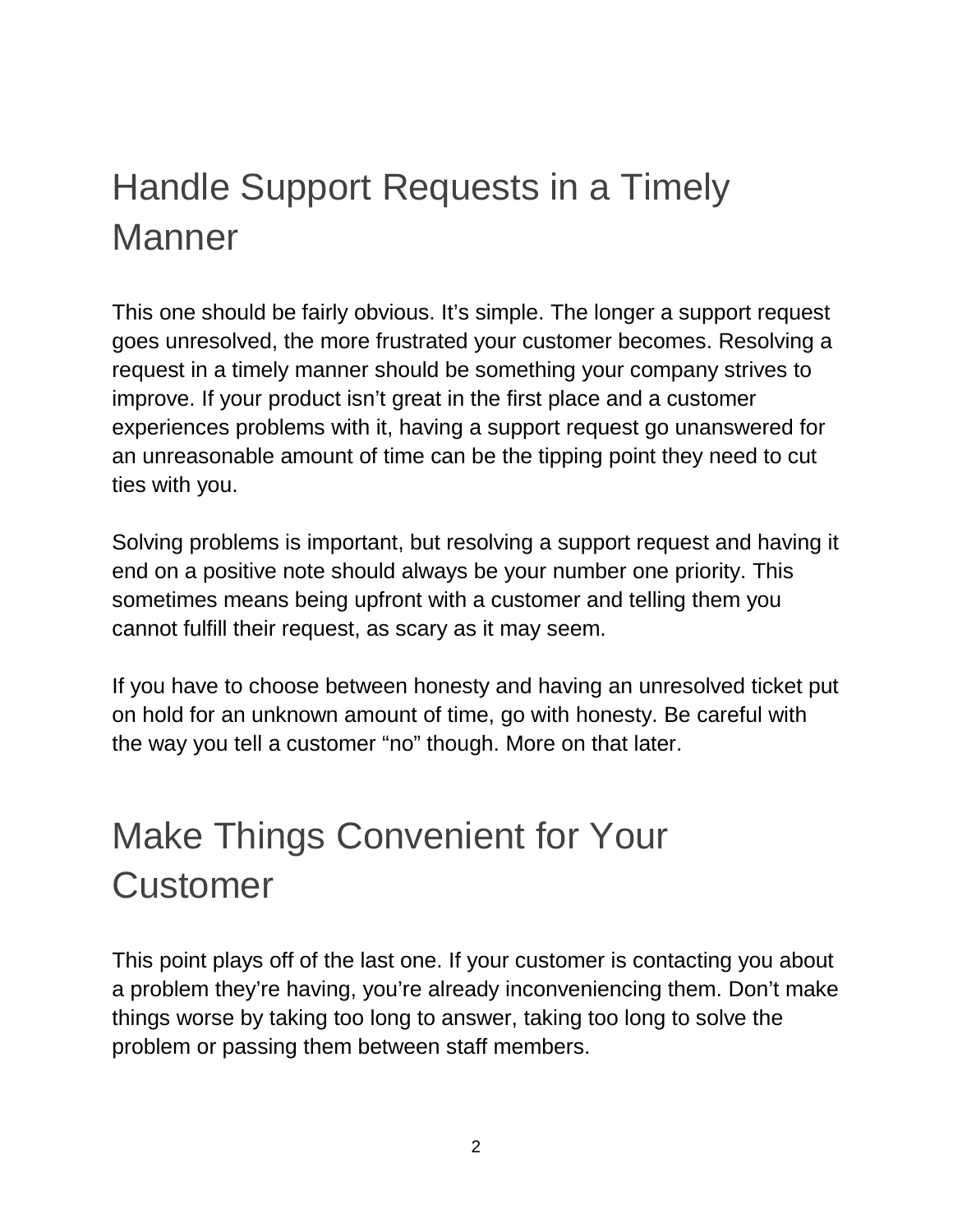## Handle Support Requests in a Timely Manner

This one should be fairly obvious. It's simple. The longer a support request goes unresolved, the more frustrated your customer becomes. Resolving a request in a timely manner should be something your company strives to improve. If your product isn't great in the first place and a customer experiences problems with it, having a support request go unanswered for an unreasonable amount of time can be the tipping point they need to cut ties with you.

Solving problems is important, but resolving a support request and having it end on a positive note should always be your number one priority. This sometimes means being upfront with a customer and telling them you cannot fulfill their request, as scary as it may seem.

If you have to choose between honesty and having an unresolved ticket put on hold for an unknown amount of time, go with honesty. Be careful with the way you tell a customer "no" though. More on that later.

## Make Things Convenient for Your Customer

This point plays off of the last one. If your customer is contacting you about a problem they're having, you're already inconveniencing them. Don't make things worse by taking too long to answer, taking too long to solve the problem or passing them between staff members.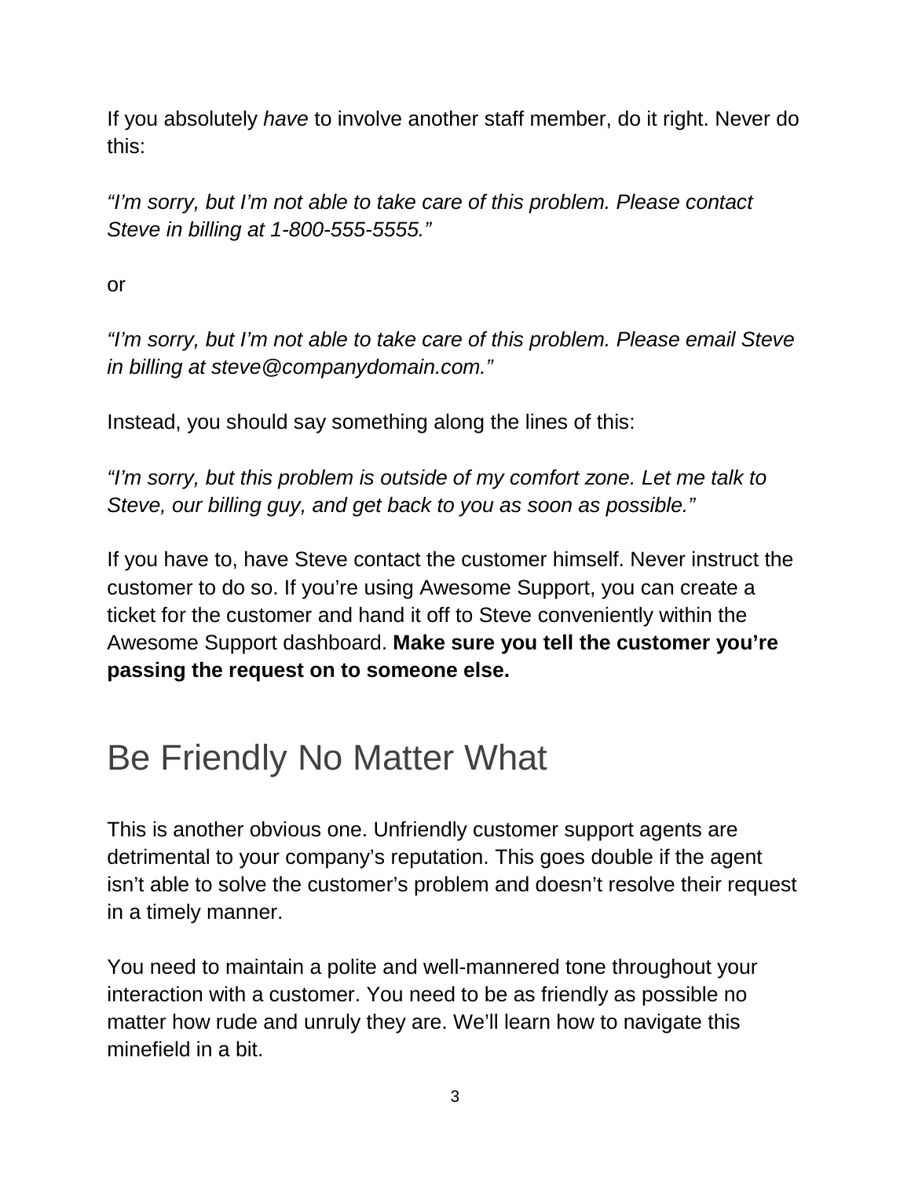If you absolutely *have* to involve another staff member, do it right. Never do this:

*"I'm sorry, but I'm not able to take care of this problem. Please contact Steve in billing at 1-800-555-5555."*

or

*"I'm sorry, but I'm not able to take care of this problem. Please email Steve in billing at steve@companydomain.com."*

Instead, you should say something along the lines of this:

*"I'm sorry, but this problem is outside of my comfort zone. Let me talk to Steve, our billing guy, and get back to you as soon as possible."*

If you have to, have Steve contact the customer himself. Never instruct the customer to do so. If you're using Awesome Support, you can create a ticket for the customer and hand it off to Steve conveniently within the Awesome Support dashboard. **Make sure you tell the customer you're passing the request on to someone else.**

## Be Friendly No Matter What

This is another obvious one. Unfriendly customer support agents are detrimental to your company's reputation. This goes double if the agent isn't able to solve the customer's problem and doesn't resolve their request in a timely manner.

You need to maintain a polite and well-mannered tone throughout your interaction with a customer. You need to be as friendly as possible no matter how rude and unruly they are. We'll learn how to navigate this minefield in a bit.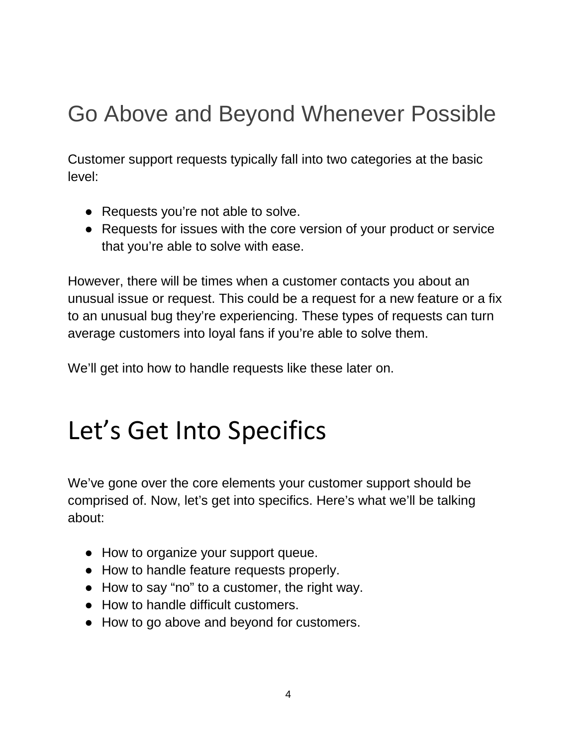## Go Above and Beyond Whenever Possible

Customer support requests typically fall into two categories at the basic level:

- Requests you're not able to solve.
- Requests for issues with the core version of your product or service that you're able to solve with ease.

However, there will be times when a customer contacts you about an unusual issue or request. This could be a request for a new feature or a fix to an unusual bug they're experiencing. These types of requests can turn average customers into loyal fans if you're able to solve them.

We'll get into how to handle requests like these later on.

# Let's Get Into Specifics

We've gone over the core elements your customer support should be comprised of. Now, let's get into specifics. Here's what we'll be talking about:

- How to organize your support queue.
- How to handle feature requests properly.
- How to say "no" to a customer, the right way.
- How to handle difficult customers.
- How to go above and beyond for customers.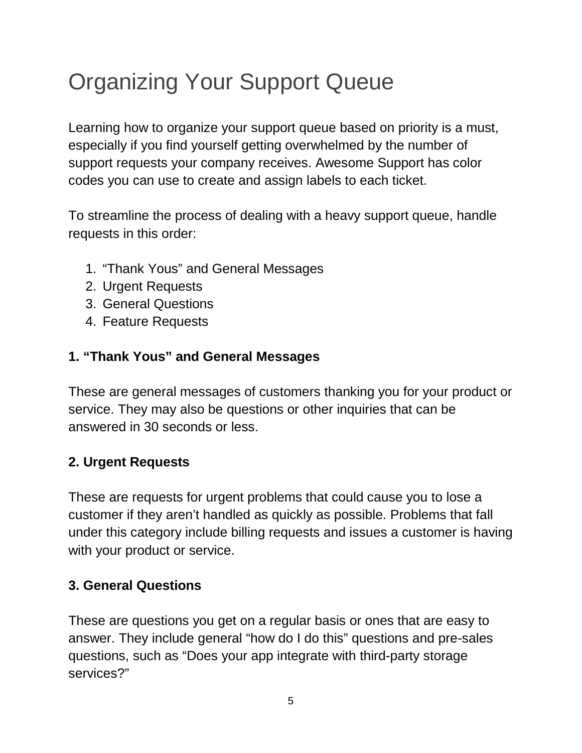# Organizing Your Support Queue

Learning how to organize your support queue based on priority is a must, especially if you find yourself getting overwhelmed by the number of support requests your company receives. Awesome Support has color codes you can use to create and assign labels to each ticket.

To streamline the process of dealing with a heavy support queue, handle requests in this order:

1. "Thank Yous" and General Messages
2. Urgent Requests
3. General Questions
4. Feature Requests

**1. "Thank Yous" and General Messages**

These are general messages of customers thanking you for your product or service. They may also be questions or other inquiries that can be answered in 30 seconds or less.

**2. Urgent Requests**

These are requests for urgent problems that could cause you to lose a customer if they aren't handled as quickly as possible. Problems that fall under this category include billing requests and issues a customer is having with your product or service.

**3. General Questions**

These are questions you get on a regular basis or ones that are easy to answer. They include general "how do I do this" questions and pre-sales questions, such as "Does your app integrate with third-party storage services?"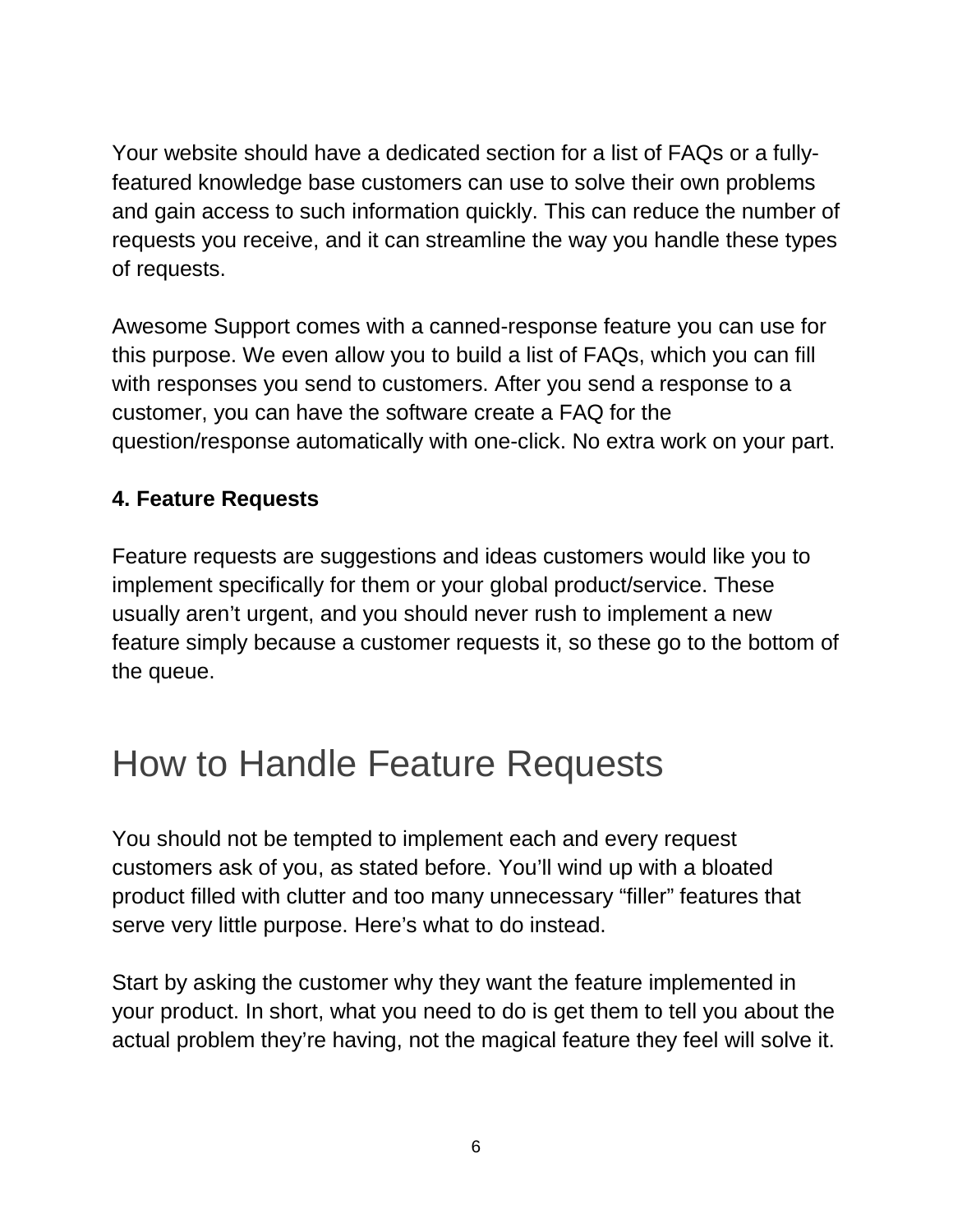Your website should have a dedicated section for a list of FAQs or a fully-featured knowledge base customers can use to solve their own problems and gain access to such information quickly. This can reduce the number of requests you receive, and it can streamline the way you handle these types of requests.

Awesome Support comes with a canned-response feature you can use for this purpose. We even allow you to build a list of FAQs, which you can fill with responses you send to customers. After you send a response to a customer, you can have the software create a FAQ for the question/response automatically with one-click. No extra work on your part.

**4. Feature Requests**

Feature requests are suggestions and ideas customers would like you to implement specifically for them or your global product/service. These usually aren't urgent, and you should never rush to implement a new feature simply because a customer requests it, so these go to the bottom of the queue.

## How to Handle Feature Requests

You should not be tempted to implement each and every request customers ask of you, as stated before. You'll wind up with a bloated product filled with clutter and too many unnecessary "filler" features that serve very little purpose. Here's what to do instead.

Start by asking the customer why they want the feature implemented in your product. In short, what you need to do is get them to tell you about the actual problem they're having, not the magical feature they feel will solve it.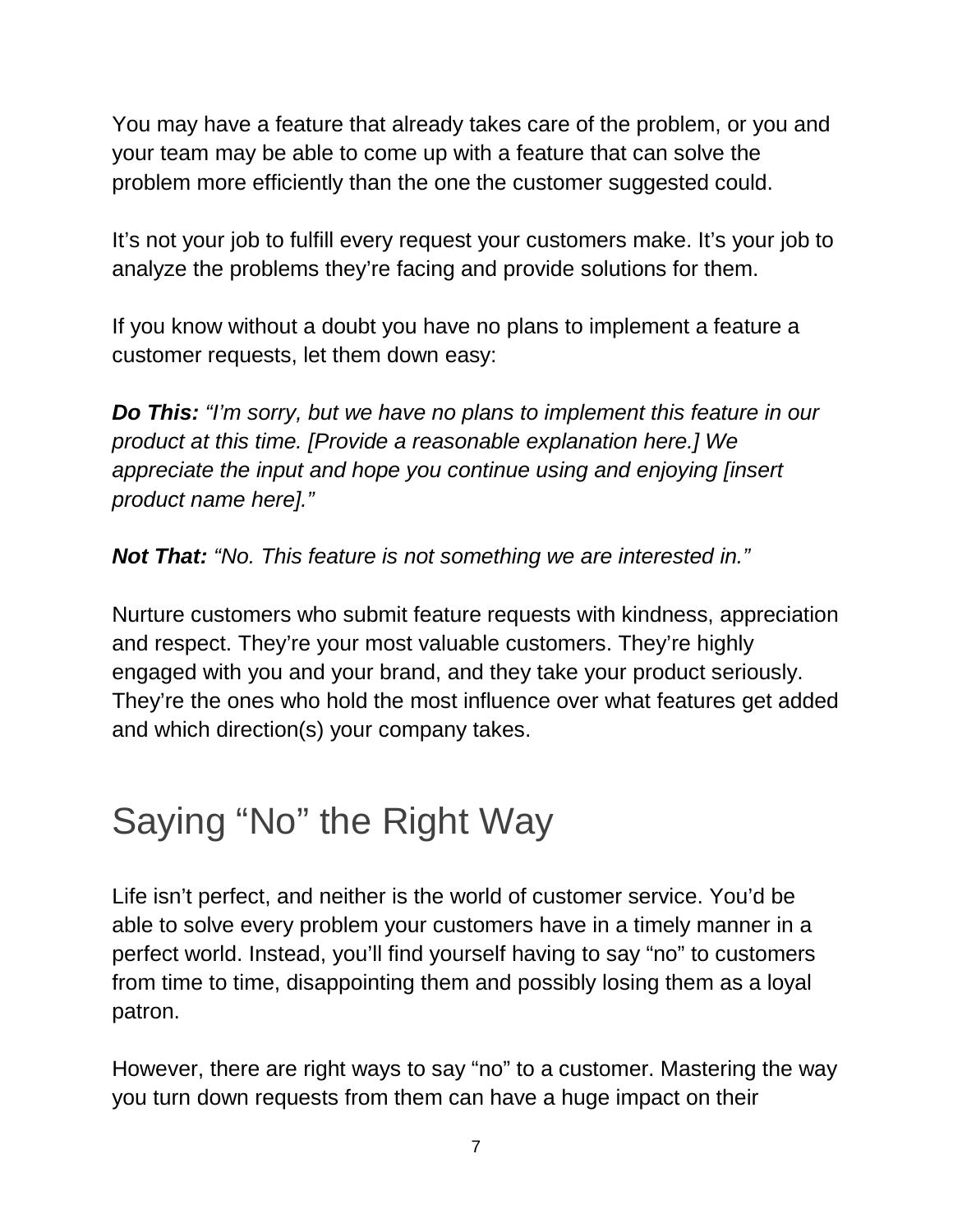You may have a feature that already takes care of the problem, or you and your team may be able to come up with a feature that can solve the problem more efficiently than the one the customer suggested could.

It's not your job to fulfill every request your customers make. It's your job to analyze the problems they're facing and provide solutions for them.

If you know without a doubt you have no plans to implement a feature a customer requests, let them down easy:

***Do This:*** *"I'm sorry, but we have no plans to implement this feature in our product at this time. [Provide a reasonable explanation here.] We appreciate the input and hope you continue using and enjoying [insert product name here]."*

***Not That:*** *"No. This feature is not something we are interested in."*

Nurture customers who submit feature requests with kindness, appreciation and respect. They're your most valuable customers. They're highly engaged with you and your brand, and they take your product seriously. They're the ones who hold the most influence over what features get added and which direction(s) your company takes.

# Saying "No" the Right Way

Life isn't perfect, and neither is the world of customer service. You'd be able to solve every problem your customers have in a timely manner in a perfect world. Instead, you'll find yourself having to say "no" to customers from time to time, disappointing them and possibly losing them as a loyal patron.

However, there are right ways to say "no" to a customer. Mastering the way you turn down requests from them can have a huge impact on their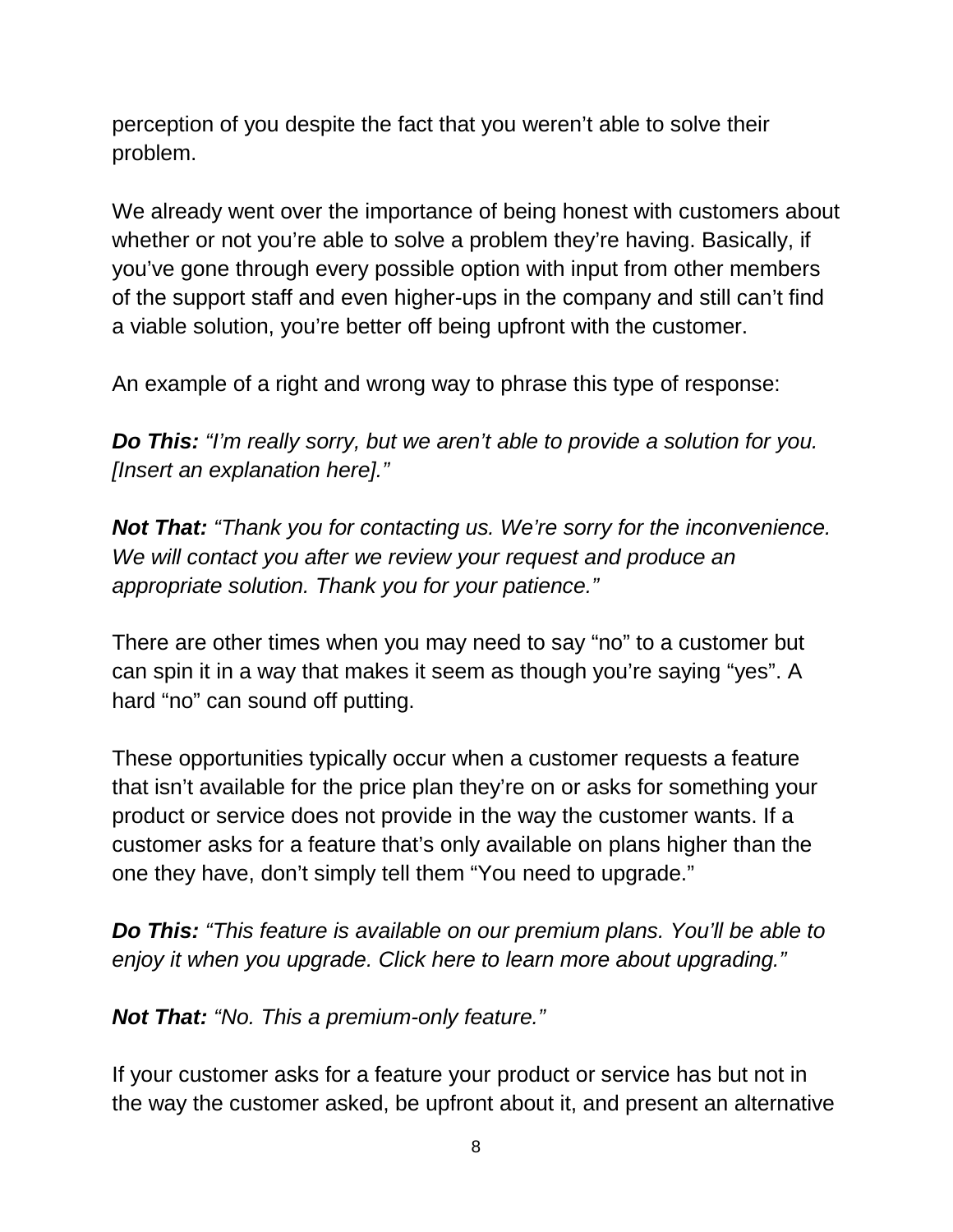perception of you despite the fact that you weren't able to solve their problem.

We already went over the importance of being honest with customers about whether or not you're able to solve a problem they're having. Basically, if you've gone through every possible option with input from other members of the support staff and even higher-ups in the company and still can't find a viable solution, you're better off being upfront with the customer.

An example of a right and wrong way to phrase this type of response:

***Do This:*** *"I'm really sorry, but we aren't able to provide a solution for you. [Insert an explanation here]."*

***Not That:*** *"Thank you for contacting us. We're sorry for the inconvenience. We will contact you after we review your request and produce an appropriate solution. Thank you for your patience."*

There are other times when you may need to say "no" to a customer but can spin it in a way that makes it seem as though you're saying "yes". A hard "no" can sound off putting.

These opportunities typically occur when a customer requests a feature that isn't available for the price plan they're on or asks for something your product or service does not provide in the way the customer wants. If a customer asks for a feature that's only available on plans higher than the one they have, don't simply tell them "You need to upgrade."

***Do This:*** *"This feature is available on our premium plans. You'll be able to enjoy it when you upgrade. Click here to learn more about upgrading."*

***Not That:*** *"No. This a premium-only feature."*

If your customer asks for a feature your product or service has but not in the way the customer asked, be upfront about it, and present an alternative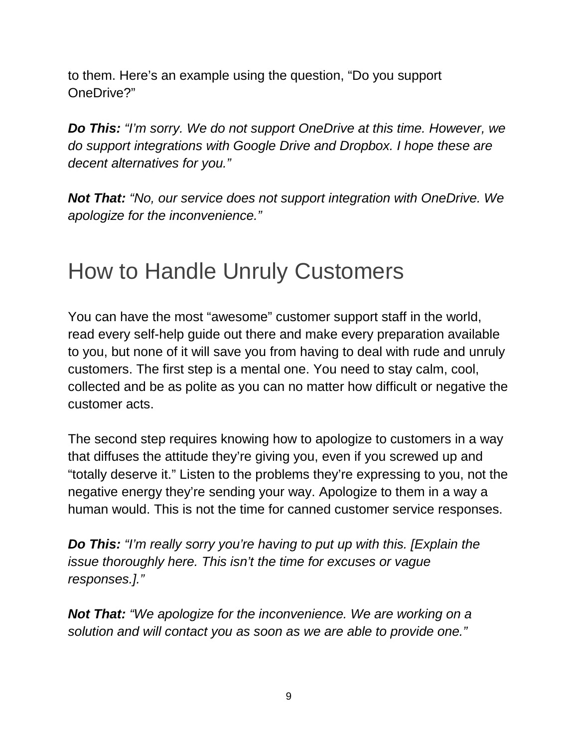to them. Here's an example using the question, "Do you support OneDrive?"

***Do This:*** *"I'm sorry. We do not support OneDrive at this time. However, we do support integrations with Google Drive and Dropbox. I hope these are decent alternatives for you."*

***Not That:*** *"No, our service does not support integration with OneDrive. We apologize for the inconvenience."*

## How to Handle Unruly Customers

You can have the most "awesome" customer support staff in the world, read every self-help guide out there and make every preparation available to you, but none of it will save you from having to deal with rude and unruly customers. The first step is a mental one. You need to stay calm, cool, collected and be as polite as you can no matter how difficult or negative the customer acts.

The second step requires knowing how to apologize to customers in a way that diffuses the attitude they're giving you, even if you screwed up and "totally deserve it." Listen to the problems they're expressing to you, not the negative energy they're sending your way. Apologize to them in a way a human would. This is not the time for canned customer service responses.

***Do This:*** *"I'm really sorry you're having to put up with this. [Explain the issue thoroughly here. This isn't the time for excuses or vague responses.]."*

***Not That:*** *"We apologize for the inconvenience. We are working on a solution and will contact you as soon as we are able to provide one."*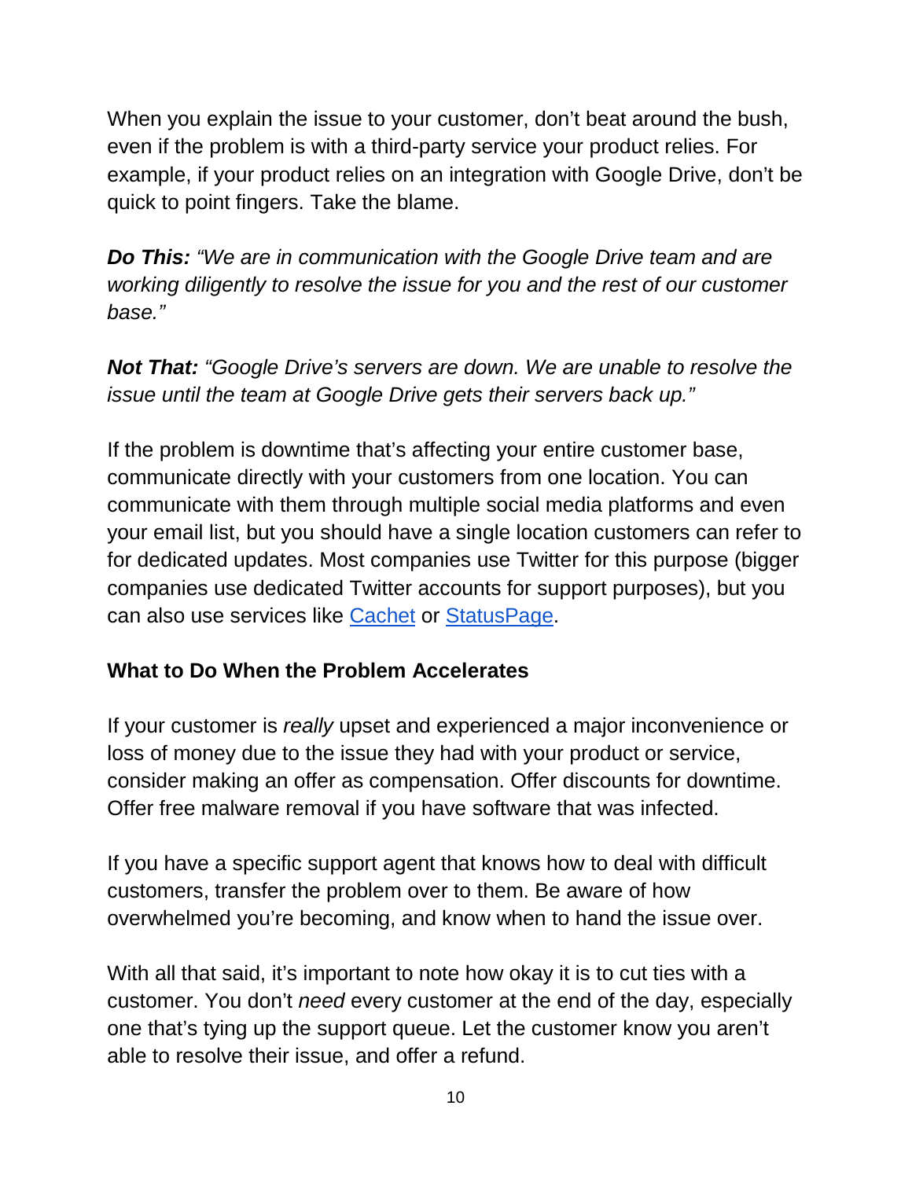When you explain the issue to your customer, don't beat around the bush, even if the problem is with a third-party service your product relies. For example, if your product relies on an integration with Google Drive, don't be quick to point fingers. Take the blame.

***Do This:*** *"We are in communication with the Google Drive team and are working diligently to resolve the issue for you and the rest of our customer base."*

***Not That:*** *"Google Drive's servers are down. We are unable to resolve the issue until the team at Google Drive gets their servers back up."*

If the problem is downtime that's affecting your entire customer base, communicate directly with your customers from one location. You can communicate with them through multiple social media platforms and even your email list, but you should have a single location customers can refer to for dedicated updates. Most companies use Twitter for this purpose (bigger companies use dedicated Twitter accounts for support purposes), but you can also use services like Cachet or StatusPage.

### What to Do When the Problem Accelerates

If your customer is *really* upset and experienced a major inconvenience or loss of money due to the issue they had with your product or service, consider making an offer as compensation. Offer discounts for downtime. Offer free malware removal if you have software that was infected.

If you have a specific support agent that knows how to deal with difficult customers, transfer the problem over to them. Be aware of how overwhelmed you're becoming, and know when to hand the issue over.

With all that said, it's important to note how okay it is to cut ties with a customer. You don't *need* every customer at the end of the day, especially one that's tying up the support queue. Let the customer know you aren't able to resolve their issue, and offer a refund.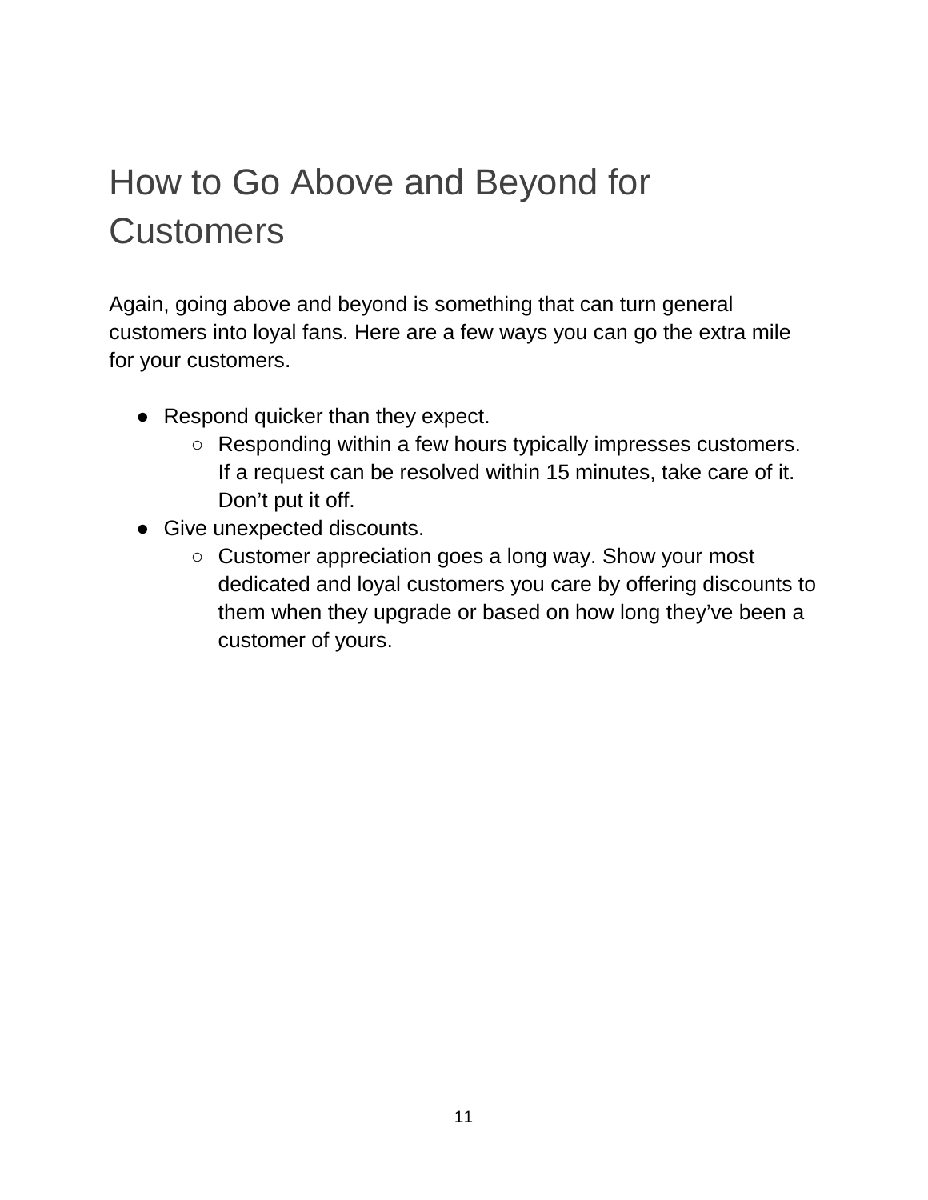# How to Go Above and Beyond for Customers

Again, going above and beyond is something that can turn general customers into loyal fans. Here are a few ways you can go the extra mile for your customers.

- Respond quicker than they expect.
  - Responding within a few hours typically impresses customers. If a request can be resolved within 15 minutes, take care of it. Don't put it off.
- Give unexpected discounts.
  - Customer appreciation goes a long way. Show your most dedicated and loyal customers you care by offering discounts to them when they upgrade or based on how long they've been a customer of yours.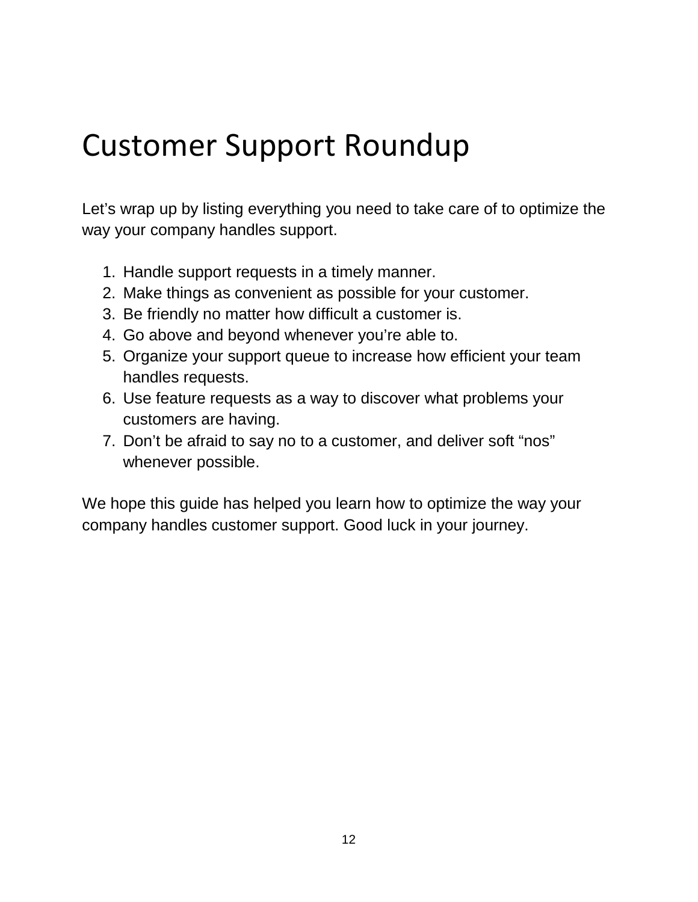# Customer Support Roundup

Let's wrap up by listing everything you need to take care of to optimize the way your company handles support.

1. Handle support requests in a timely manner.
2. Make things as convenient as possible for your customer.
3. Be friendly no matter how difficult a customer is.
4. Go above and beyond whenever you're able to.
5. Organize your support queue to increase how efficient your team handles requests.
6. Use feature requests as a way to discover what problems your customers are having.
7. Don't be afraid to say no to a customer, and deliver soft "nos" whenever possible.

We hope this guide has helped you learn how to optimize the way your company handles customer support. Good luck in your journey.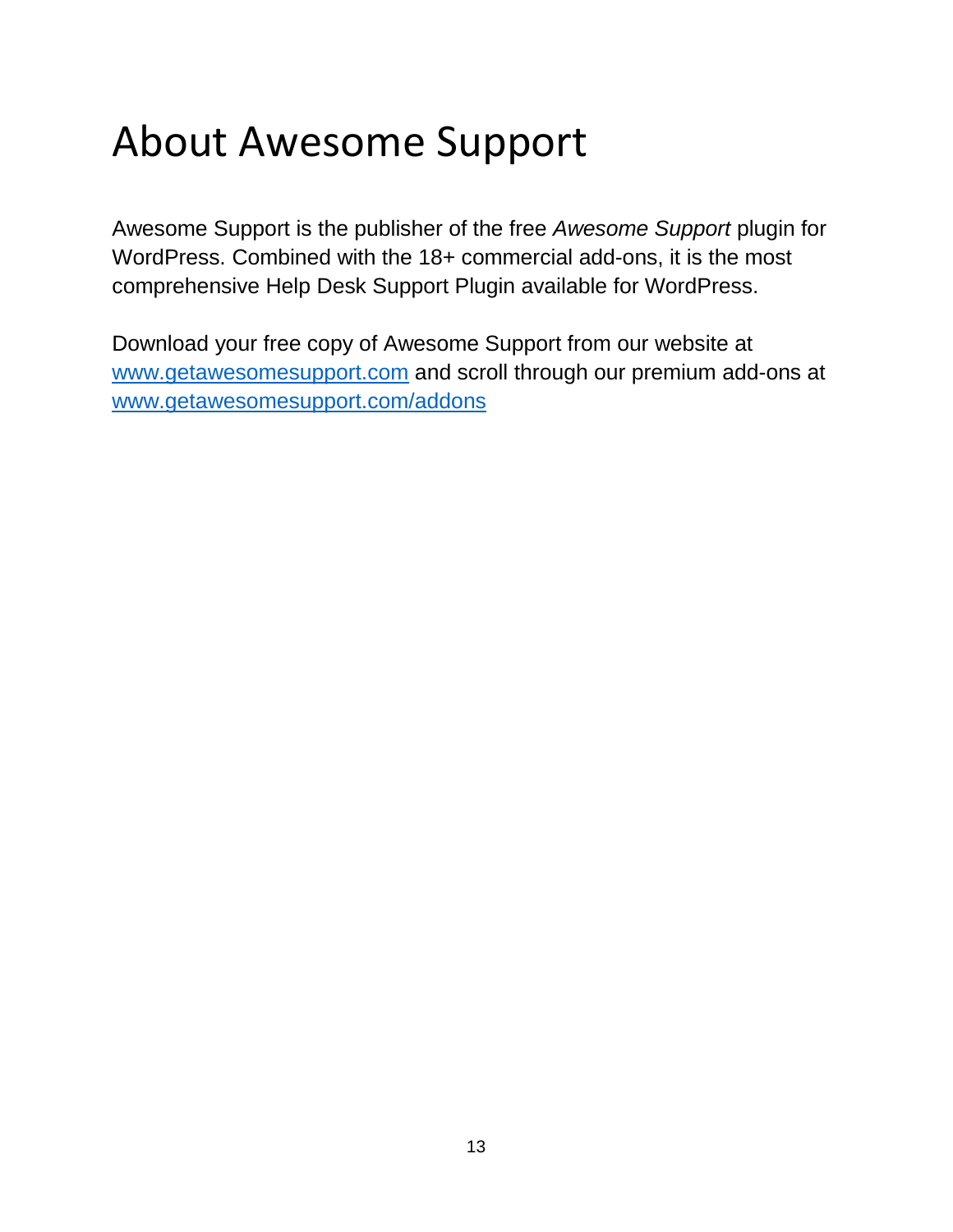# About Awesome Support

Awesome Support is the publisher of the free *Awesome Support* plugin for WordPress. Combined with the 18+ commercial add-ons, it is the most comprehensive Help Desk Support Plugin available for WordPress.

Download your free copy of Awesome Support from our website at [www.getawesomesupport.com](http://www.getawesomesupport.com) and scroll through our premium add-ons at [www.getawesomesupport.com/addons](http://www.getawesomesupport.com/addons)